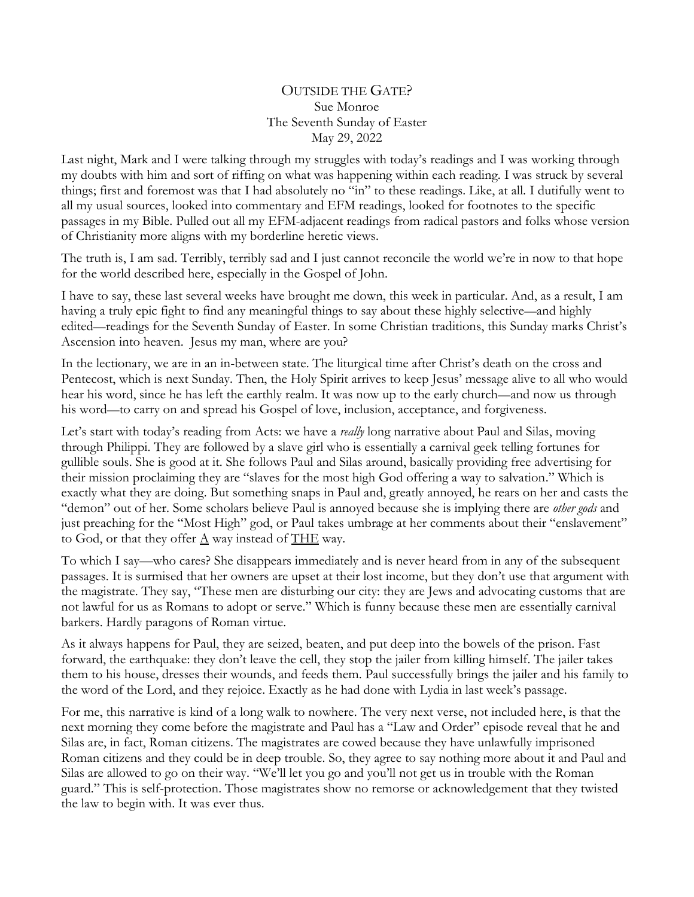# OUTSIDE THE GATE?

Sue Monroe
The Seventh Sunday of Easter
May 29, 2022

Last night, Mark and I were talking through my struggles with today's readings and I was working through my doubts with him and sort of riffing on what was happening within each reading. I was struck by several things; first and foremost was that I had absolutely no "in" to these readings. Like, at all. I dutifully went to all my usual sources, looked into commentary and EFM readings, looked for footnotes to the specific passages in my Bible. Pulled out all my EFM-adjacent readings from radical pastors and folks whose version of Christianity more aligns with my borderline heretic views.

The truth is, I am sad. Terribly, terribly sad and I just cannot reconcile the world we're in now to that hope for the world described here, especially in the Gospel of John.

I have to say, these last several weeks have brought me down, this week in particular. And, as a result, I am having a truly epic fight to find any meaningful things to say about these highly selective—and highly edited—readings for the Seventh Sunday of Easter. In some Christian traditions, this Sunday marks Christ's Ascension into heaven. Jesus my man, where are you?

In the lectionary, we are in an in-between state. The liturgical time after Christ's death on the cross and Pentecost, which is next Sunday. Then, the Holy Spirit arrives to keep Jesus' message alive to all who would hear his word, since he has left the earthly realm. It was now up to the early church—and now us through his word—to carry on and spread his Gospel of love, inclusion, acceptance, and forgiveness.

Let's start with today's reading from Acts: we have a *really* long narrative about Paul and Silas, moving through Philippi. They are followed by a slave girl who is essentially a carnival geek telling fortunes for gullible souls. She is good at it. She follows Paul and Silas around, basically providing free advertising for their mission proclaiming they are "slaves for the most high God offering a way to salvation." Which is exactly what they are doing. But something snaps in Paul and, greatly annoyed, he rears on her and casts the "demon" out of her. Some scholars believe Paul is annoyed because she is implying there are *other gods* and just preaching for the "Most High" god, or Paul takes umbrage at her comments about their "enslavement" to God, or that they offer <u>A</u> way instead of <u>THE</u> way.

To which I say—who cares? She disappears immediately and is never heard from in any of the subsequent passages. It is surmised that her owners are upset at their lost income, but they don't use that argument with the magistrate. They say, "These men are disturbing our city: they are Jews and advocating customs that are not lawful for us as Romans to adopt or serve." Which is funny because these men are essentially carnival barkers. Hardly paragons of Roman virtue.

As it always happens for Paul, they are seized, beaten, and put deep into the bowels of the prison. Fast forward, the earthquake: they don't leave the cell, they stop the jailer from killing himself. The jailer takes them to his house, dresses their wounds, and feeds them. Paul successfully brings the jailer and his family to the word of the Lord, and they rejoice. Exactly as he had done with Lydia in last week's passage.

For me, this narrative is kind of a long walk to nowhere. The very next verse, not included here, is that the next morning they come before the magistrate and Paul has a "Law and Order" episode reveal that he and Silas are, in fact, Roman citizens. The magistrates are cowed because they have unlawfully imprisoned Roman citizens and they could be in deep trouble. So, they agree to say nothing more about it and Paul and Silas are allowed to go on their way. "We'll let you go and you'll not get us in trouble with the Roman guard." This is self-protection. Those magistrates show no remorse or acknowledgement that they twisted the law to begin with. It was ever thus.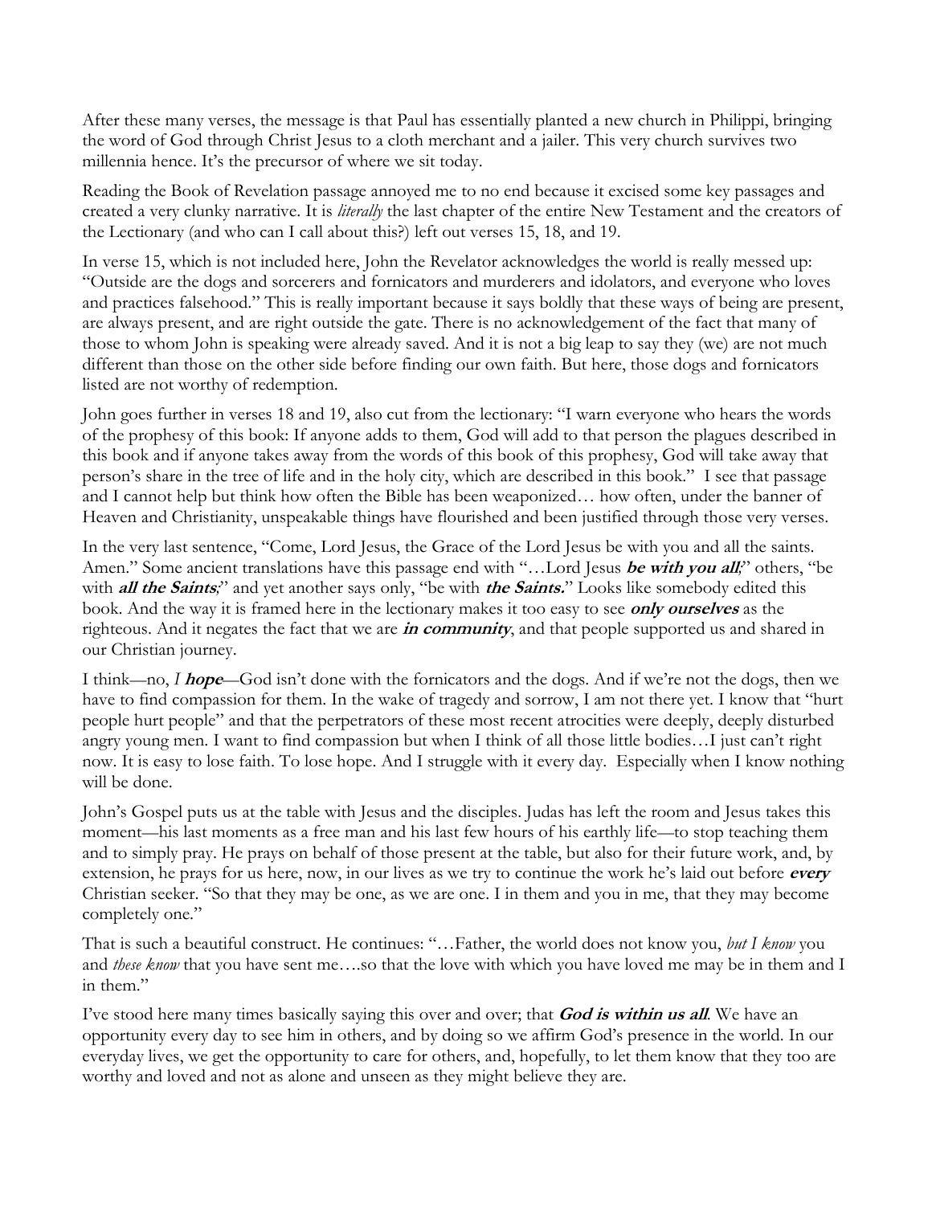After these many verses, the message is that Paul has essentially planted a new church in Philippi, bringing the word of God through Christ Jesus to a cloth merchant and a jailer. This very church survives two millennia hence. It's the precursor of where we sit today.

Reading the Book of Revelation passage annoyed me to no end because it excised some key passages and created a very clunky narrative. It is *literally* the last chapter of the entire New Testament and the creators of the Lectionary (and who can I call about this?) left out verses 15, 18, and 19.

In verse 15, which is not included here, John the Revelator acknowledges the world is really messed up: "Outside are the dogs and sorcerers and fornicators and murderers and idolators, and everyone who loves and practices falsehood." This is really important because it says boldly that these ways of being are present, are always present, and are right outside the gate. There is no acknowledgement of the fact that many of those to whom John is speaking were already saved. And it is not a big leap to say they (we) are not much different than those on the other side before finding our own faith. But here, those dogs and fornicators listed are not worthy of redemption.

John goes further in verses 18 and 19, also cut from the lectionary: "I warn everyone who hears the words of the prophesy of this book: If anyone adds to them, God will add to that person the plagues described in this book and if anyone takes away from the words of this book of this prophesy, God will take away that person's share in the tree of life and in the holy city, which are described in this book." I see that passage and I cannot help but think how often the Bible has been weaponized… how often, under the banner of Heaven and Christianity, unspeakable things have flourished and been justified through those very verses.

In the very last sentence, "Come, Lord Jesus, the Grace of the Lord Jesus be with you and all the saints. Amen." Some ancient translations have this passage end with "…Lord Jesus ***be with you all***;" others, "be with ***all the Saints***;" and yet another says only, "be with ***the Saints.***" Looks like somebody edited this book. And the way it is framed here in the lectionary makes it too easy to see ***only ourselves*** as the righteous. And it negates the fact that we are ***in community***, and that people supported us and shared in our Christian journey.

I think—no, *I* ***hope***—God isn't done with the fornicators and the dogs. And if we're not the dogs, then we have to find compassion for them. In the wake of tragedy and sorrow, I am not there yet. I know that "hurt people hurt people" and that the perpetrators of these most recent atrocities were deeply, deeply disturbed angry young men. I want to find compassion but when I think of all those little bodies…I just can't right now. It is easy to lose faith. To lose hope. And I struggle with it every day. Especially when I know nothing will be done.

John's Gospel puts us at the table with Jesus and the disciples. Judas has left the room and Jesus takes this moment—his last moments as a free man and his last few hours of his earthly life—to stop teaching them and to simply pray. He prays on behalf of those present at the table, but also for their future work, and, by extension, he prays for us here, now, in our lives as we try to continue the work he's laid out before ***every*** Christian seeker. "So that they may be one, as we are one. I in them and you in me, that they may become completely one."

That is such a beautiful construct. He continues: "…Father, the world does not know you, *but I know* you and *these know* that you have sent me….so that the love with which you have loved me may be in them and I in them."

I've stood here many times basically saying this over and over; that ***God is within us all***. We have an opportunity every day to see him in others, and by doing so we affirm God's presence in the world. In our everyday lives, we get the opportunity to care for others, and, hopefully, to let them know that they too are worthy and loved and not as alone and unseen as they might believe they are.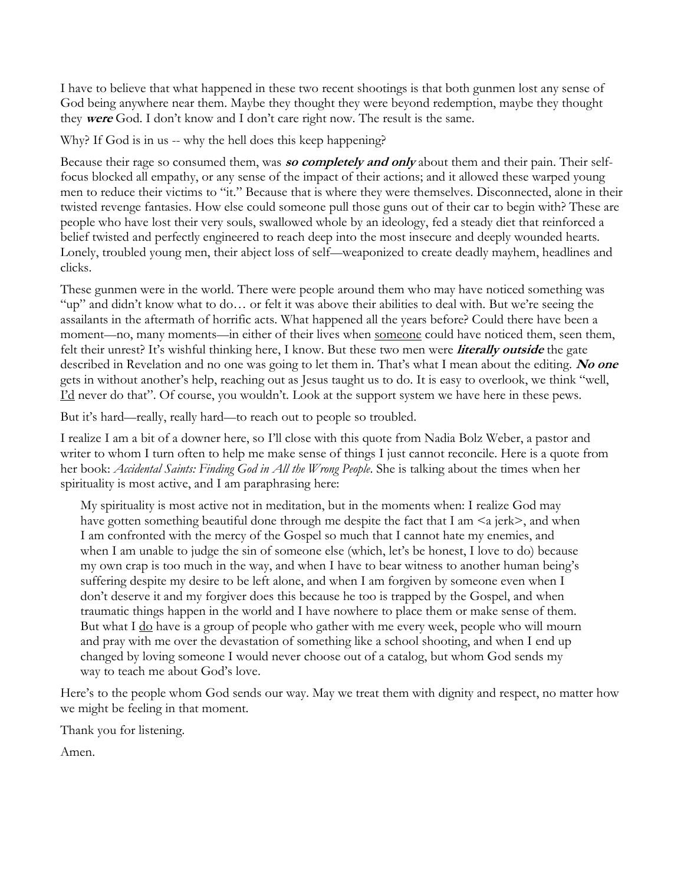I have to believe that what happened in these two recent shootings is that both gunmen lost any sense of God being anywhere near them. Maybe they thought they were beyond redemption, maybe they thought they ***were*** God. I don't know and I don't care right now. The result is the same.

Why? If God is in us -- why the hell does this keep happening?

Because their rage so consumed them, was ***so completely and only*** about them and their pain. Their self-focus blocked all empathy, or any sense of the impact of their actions; and it allowed these warped young men to reduce their victims to "it." Because that is where they were themselves. Disconnected, alone in their twisted revenge fantasies. How else could someone pull those guns out of their car to begin with? These are people who have lost their very souls, swallowed whole by an ideology, fed a steady diet that reinforced a belief twisted and perfectly engineered to reach deep into the most insecure and deeply wounded hearts. Lonely, troubled young men, their abject loss of self—weaponized to create deadly mayhem, headlines and clicks.

These gunmen were in the world. There were people around them who may have noticed something was "up" and didn't know what to do… or felt it was above their abilities to deal with. But we're seeing the assailants in the aftermath of horrific acts. What happened all the years before? Could there have been a moment—no, many moments—in either of their lives when <u>someone</u> could have noticed them, seen them, felt their unrest? It's wishful thinking here, I know. But these two men were ***literally outside*** the gate described in Revelation and no one was going to let them in. That's what I mean about the editing. ***No one*** gets in without another's help, reaching out as Jesus taught us to do. It is easy to overlook, we think "well, <u>I'd</u> never do that". Of course, you wouldn't. Look at the support system we have here in these pews.

But it's hard—really, really hard—to reach out to people so troubled.

I realize I am a bit of a downer here, so I'll close with this quote from Nadia Bolz Weber, a pastor and writer to whom I turn often to help me make sense of things I just cannot reconcile. Here is a quote from her book: *Accidental Saints: Finding God in All the Wrong People*. She is talking about the times when her spirituality is most active, and I am paraphrasing here:

> My spirituality is most active not in meditation, but in the moments when: I realize God may have gotten something beautiful done through me despite the fact that I am <a jerk>, and when I am confronted with the mercy of the Gospel so much that I cannot hate my enemies, and when I am unable to judge the sin of someone else (which, let's be honest, I love to do) because my own crap is too much in the way, and when I have to bear witness to another human being's suffering despite my desire to be left alone, and when I am forgiven by someone even when I don't deserve it and my forgiver does this because he too is trapped by the Gospel, and when traumatic things happen in the world and I have nowhere to place them or make sense of them. But what I <u>do</u> have is a group of people who gather with me every week, people who will mourn and pray with me over the devastation of something like a school shooting, and when I end up changed by loving someone I would never choose out of a catalog, but whom God sends my way to teach me about God's love.

Here's to the people whom God sends our way. May we treat them with dignity and respect, no matter how we might be feeling in that moment.

Thank you for listening.

Amen.